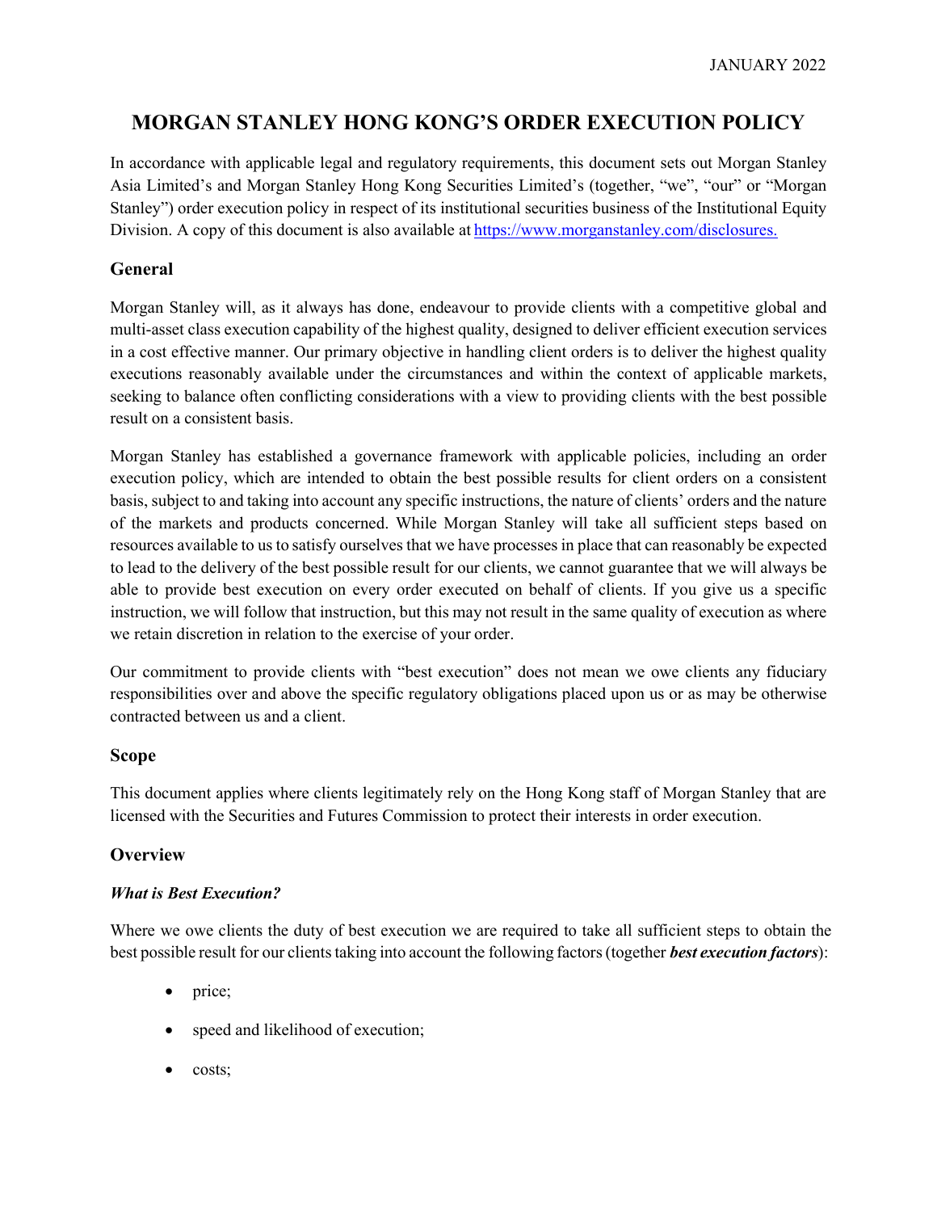JANUARY 2022

# MORGAN STANLEY HONG KONG'S ORDER EXECUTION POLICY

In accordance with applicable legal and regulatory requirements, this document sets out Morgan Stanley Asia Limited's and Morgan Stanley Hong Kong Securities Limited's (together, "we", "our" or "Morgan Stanley") order execution policy in respect of its institutional securities business of the Institutional Equity Division. A copy of this document is also available at https://www.morganstanley.com/disclosures.

## General

Morgan Stanley will, as it always has done, endeavour to provide clients with a competitive global and multi-asset class execution capability of the highest quality, designed to deliver efficient execution services in a cost effective manner. Our primary objective in handling client orders is to deliver the highest quality executions reasonably available under the circumstances and within the context of applicable markets, seeking to balance often conflicting considerations with a view to providing clients with the best possible result on a consistent basis.

Morgan Stanley has established a governance framework with applicable policies, including an order execution policy, which are intended to obtain the best possible results for client orders on a consistent basis, subject to and taking into account any specific instructions, the nature of clients' orders and the nature of the markets and products concerned. While Morgan Stanley will take all sufficient steps based on resources available to us to satisfy ourselves that we have processes in place that can reasonably be expected to lead to the delivery of the best possible result for our clients, we cannot guarantee that we will always be able to provide best execution on every order executed on behalf of clients. If you give us a specific instruction, we will follow that instruction, but this may not result in the same quality of execution as where we retain discretion in relation to the exercise of your order.

Our commitment to provide clients with "best execution" does not mean we owe clients any fiduciary responsibilities over and above the specific regulatory obligations placed upon us or as may be otherwise contracted between us and a client.

## Scope

This document applies where clients legitimately rely on the Hong Kong staff of Morgan Stanley that are licensed with the Securities and Futures Commission to protect their interests in order execution.

## Overview

### *What is Best Execution?*

Where we owe clients the duty of best execution we are required to take all sufficient steps to obtain the best possible result for our clients taking into account the following factors (together ***best execution factors***):

- price;
- speed and likelihood of execution;
- costs;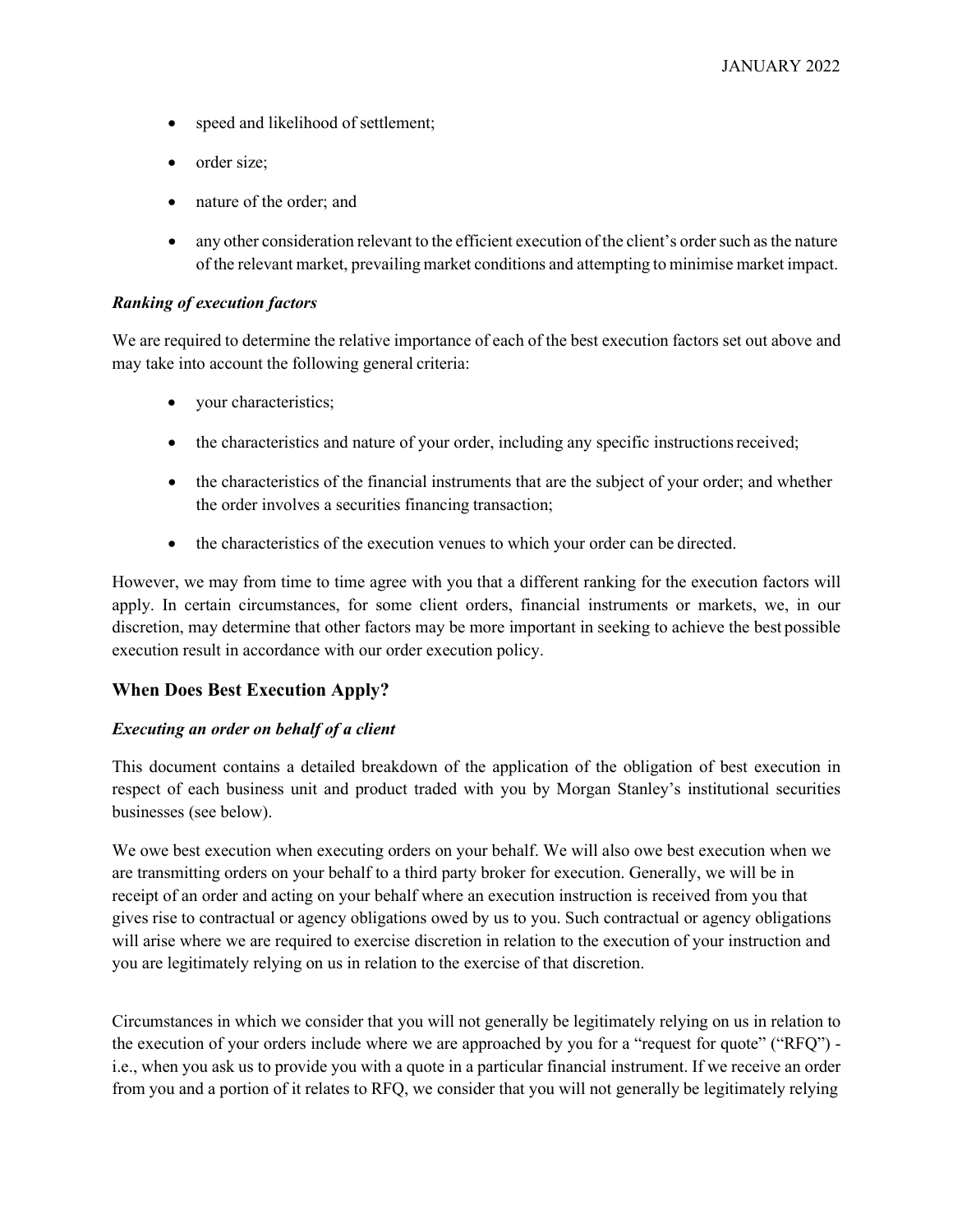- speed and likelihood of settlement;
- order size;
- nature of the order; and
- any other consideration relevant to the efficient execution of the client's order such as the nature of the relevant market, prevailing market conditions and attempting to minimise market impact.

***Ranking of execution factors***

We are required to determine the relative importance of each of the best execution factors set out above and may take into account the following general criteria:

- your characteristics;
- the characteristics and nature of your order, including any specific instructions received;
- the characteristics of the financial instruments that are the subject of your order; and whether the order involves a securities financing transaction;
- the characteristics of the execution venues to which your order can be directed.

However, we may from time to time agree with you that a different ranking for the execution factors will apply. In certain circumstances, for some client orders, financial instruments or markets, we, in our discretion, may determine that other factors may be more important in seeking to achieve the best possible execution result in accordance with our order execution policy.

## When Does Best Execution Apply?

***Executing an order on behalf of a client***

This document contains a detailed breakdown of the application of the obligation of best execution in respect of each business unit and product traded with you by Morgan Stanley's institutional securities businesses (see below).

We owe best execution when executing orders on your behalf. We will also owe best execution when we are transmitting orders on your behalf to a third party broker for execution. Generally, we will be in receipt of an order and acting on your behalf where an execution instruction is received from you that gives rise to contractual or agency obligations owed by us to you. Such contractual or agency obligations will arise where we are required to exercise discretion in relation to the execution of your instruction and you are legitimately relying on us in relation to the exercise of that discretion.

Circumstances in which we consider that you will not generally be legitimately relying on us in relation to the execution of your orders include where we are approached by you for a "request for quote" ("RFQ") - i.e., when you ask us to provide you with a quote in a particular financial instrument. If we receive an order from you and a portion of it relates to RFQ, we consider that you will not generally be legitimately relying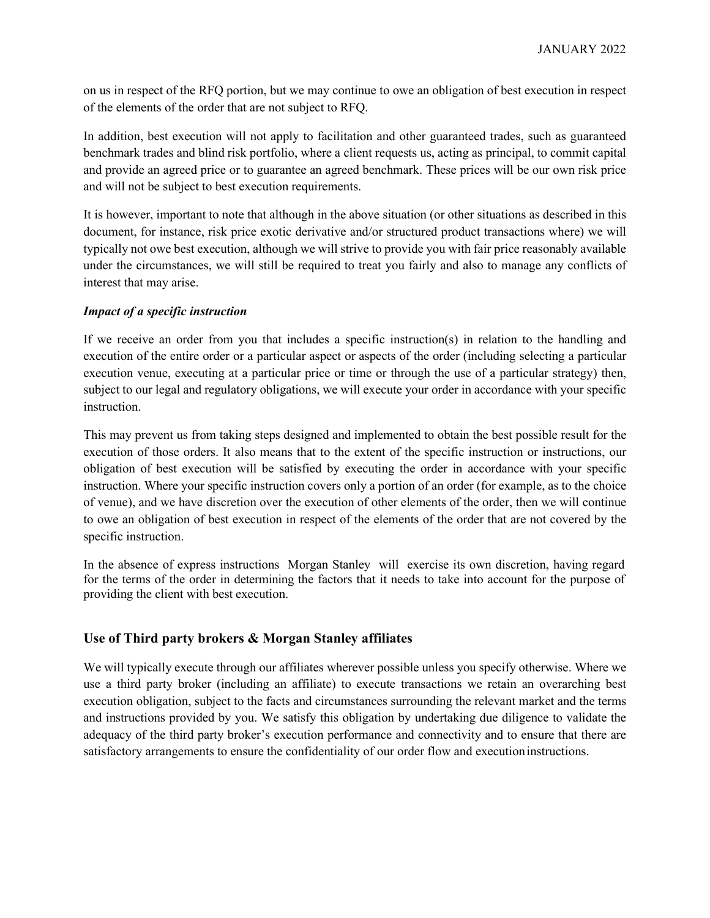on us in respect of the RFQ portion, but we may continue to owe an obligation of best execution in respect of the elements of the order that are not subject to RFQ.

In addition, best execution will not apply to facilitation and other guaranteed trades, such as guaranteed benchmark trades and blind risk portfolio, where a client requests us, acting as principal, to commit capital and provide an agreed price or to guarantee an agreed benchmark. These prices will be our own risk price and will not be subject to best execution requirements.

It is however, important to note that although in the above situation (or other situations as described in this document, for instance, risk price exotic derivative and/or structured product transactions where) we will typically not owe best execution, although we will strive to provide you with fair price reasonably available under the circumstances, we will still be required to treat you fairly and also to manage any conflicts of interest that may arise.

***Impact of a specific instruction***

If we receive an order from you that includes a specific instruction(s) in relation to the handling and execution of the entire order or a particular aspect or aspects of the order (including selecting a particular execution venue, executing at a particular price or time or through the use of a particular strategy) then, subject to our legal and regulatory obligations, we will execute your order in accordance with your specific instruction.

This may prevent us from taking steps designed and implemented to obtain the best possible result for the execution of those orders. It also means that to the extent of the specific instruction or instructions, our obligation of best execution will be satisfied by executing the order in accordance with your specific instruction. Where your specific instruction covers only a portion of an order (for example, as to the choice of venue), and we have discretion over the execution of other elements of the order, then we will continue to owe an obligation of best execution in respect of the elements of the order that are not covered by the specific instruction.

In the absence of express instructions Morgan Stanley will exercise its own discretion, having regard for the terms of the order in determining the factors that it needs to take into account for the purpose of providing the client with best execution.

## Use of Third party brokers & Morgan Stanley affiliates

We will typically execute through our affiliates wherever possible unless you specify otherwise. Where we use a third party broker (including an affiliate) to execute transactions we retain an overarching best execution obligation, subject to the facts and circumstances surrounding the relevant market and the terms and instructions provided by you. We satisfy this obligation by undertaking due diligence to validate the adequacy of the third party broker's execution performance and connectivity and to ensure that there are satisfactory arrangements to ensure the confidentiality of our order flow and execution instructions.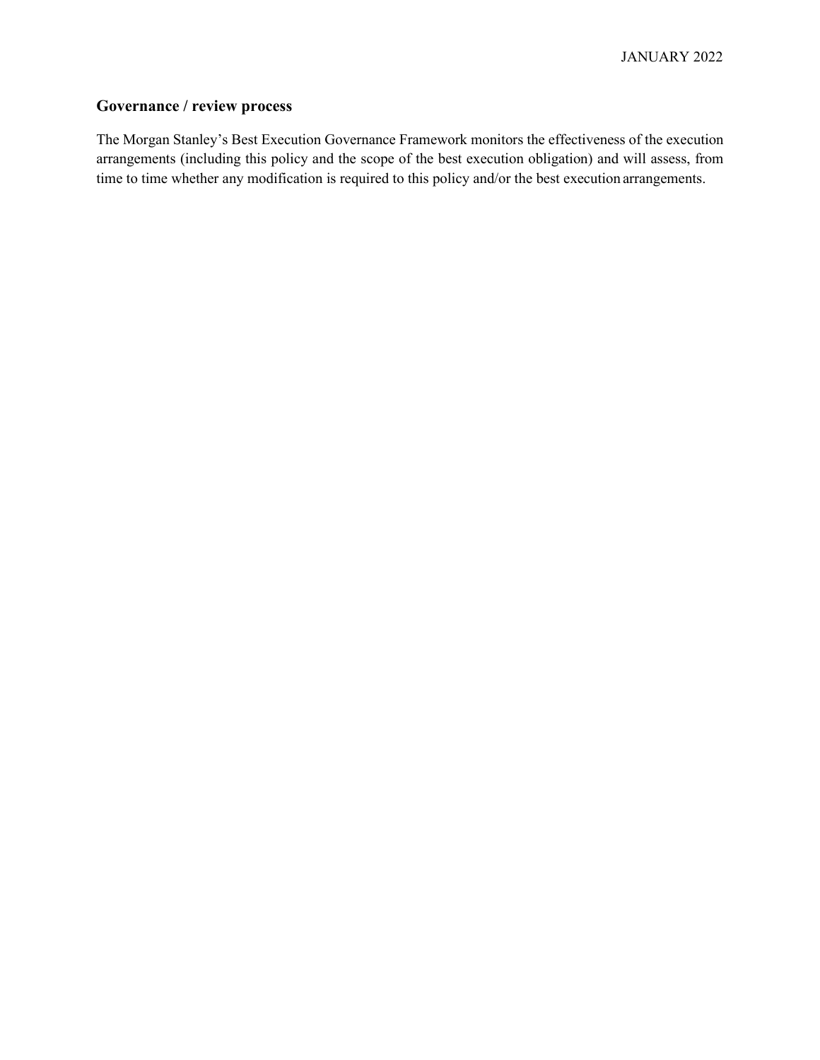## Governance / review process

The Morgan Stanley's Best Execution Governance Framework monitors the effectiveness of the execution arrangements (including this policy and the scope of the best execution obligation) and will assess, from time to time whether any modification is required to this policy and/or the best execution arrangements.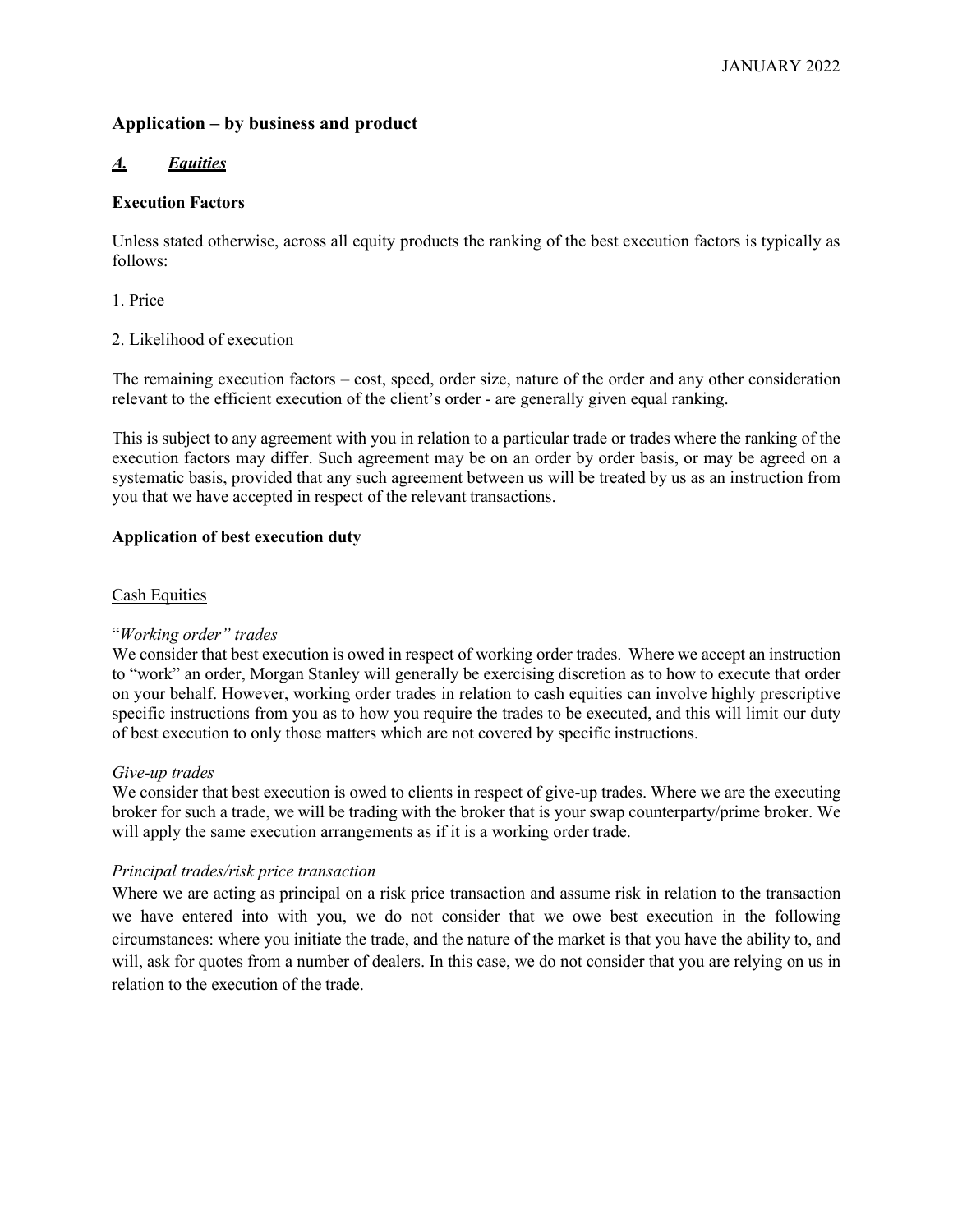## Application – by business and product

### *A. Equities*

**Execution Factors**

Unless stated otherwise, across all equity products the ranking of the best execution factors is typically as follows:

1. Price

2. Likelihood of execution

The remaining execution factors – cost, speed, order size, nature of the order and any other consideration relevant to the efficient execution of the client's order - are generally given equal ranking.

This is subject to any agreement with you in relation to a particular trade or trades where the ranking of the execution factors may differ. Such agreement may be on an order by order basis, or may be agreed on a systematic basis, provided that any such agreement between us will be treated by us as an instruction from you that we have accepted in respect of the relevant transactions.

**Application of best execution duty**

Cash Equities

*"Working order" trades*

We consider that best execution is owed in respect of working order trades. Where we accept an instruction to "work" an order, Morgan Stanley will generally be exercising discretion as to how to execute that order on your behalf. However, working order trades in relation to cash equities can involve highly prescriptive specific instructions from you as to how you require the trades to be executed, and this will limit our duty of best execution to only those matters which are not covered by specific instructions.

*Give-up trades*

We consider that best execution is owed to clients in respect of give-up trades. Where we are the executing broker for such a trade, we will be trading with the broker that is your swap counterparty/prime broker. We will apply the same execution arrangements as if it is a working order trade.

*Principal trades/risk price transaction*

Where we are acting as principal on a risk price transaction and assume risk in relation to the transaction we have entered into with you, we do not consider that we owe best execution in the following circumstances: where you initiate the trade, and the nature of the market is that you have the ability to, and will, ask for quotes from a number of dealers. In this case, we do not consider that you are relying on us in relation to the execution of the trade.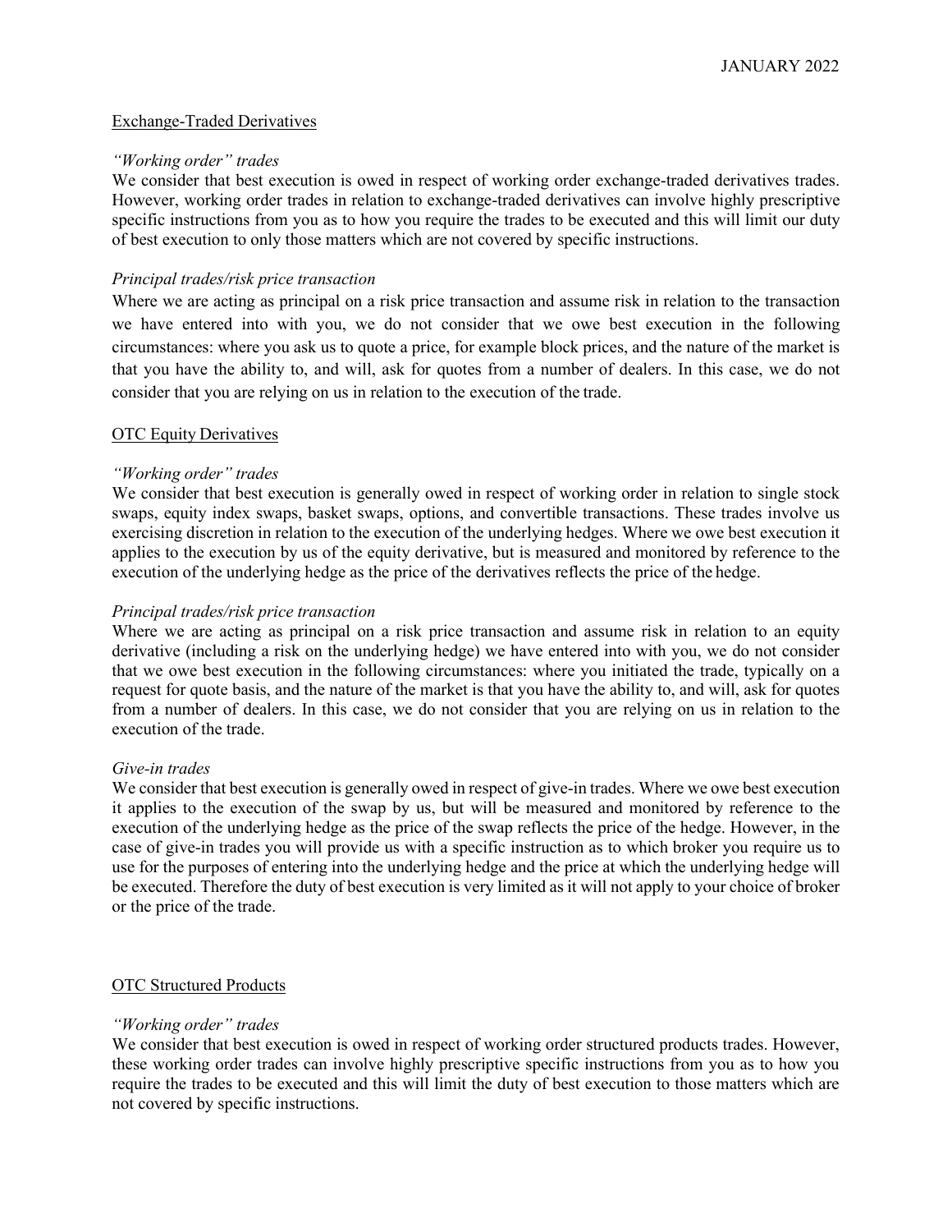## Exchange-Traded Derivatives

### *"Working order" trades*

We consider that best execution is owed in respect of working order exchange-traded derivatives trades. However, working order trades in relation to exchange-traded derivatives can involve highly prescriptive specific instructions from you as to how you require the trades to be executed and this will limit our duty of best execution to only those matters which are not covered by specific instructions.

### *Principal trades/risk price transaction*

Where we are acting as principal on a risk price transaction and assume risk in relation to the transaction we have entered into with you, we do not consider that we owe best execution in the following circumstances: where you ask us to quote a price, for example block prices, and the nature of the market is that you have the ability to, and will, ask for quotes from a number of dealers. In this case, we do not consider that you are relying on us in relation to the execution of the trade.

## OTC Equity Derivatives

### *"Working order" trades*

We consider that best execution is generally owed in respect of working order in relation to single stock swaps, equity index swaps, basket swaps, options, and convertible transactions. These trades involve us exercising discretion in relation to the execution of the underlying hedges. Where we owe best execution it applies to the execution by us of the equity derivative, but is measured and monitored by reference to the execution of the underlying hedge as the price of the derivatives reflects the price of the hedge.

### *Principal trades/risk price transaction*

Where we are acting as principal on a risk price transaction and assume risk in relation to an equity derivative (including a risk on the underlying hedge) we have entered into with you, we do not consider that we owe best execution in the following circumstances: where you initiated the trade, typically on a request for quote basis, and the nature of the market is that you have the ability to, and will, ask for quotes from a number of dealers. In this case, we do not consider that you are relying on us in relation to the execution of the trade.

### *Give-in trades*

We consider that best execution is generally owed in respect of give-in trades. Where we owe best execution it applies to the execution of the swap by us, but will be measured and monitored by reference to the execution of the underlying hedge as the price of the swap reflects the price of the hedge. However, in the case of give-in trades you will provide us with a specific instruction as to which broker you require us to use for the purposes of entering into the underlying hedge and the price at which the underlying hedge will be executed. Therefore the duty of best execution is very limited as it will not apply to your choice of broker or the price of the trade.

## OTC Structured Products

### *"Working order" trades*

We consider that best execution is owed in respect of working order structured products trades. However, these working order trades can involve highly prescriptive specific instructions from you as to how you require the trades to be executed and this will limit the duty of best execution to those matters which are not covered by specific instructions.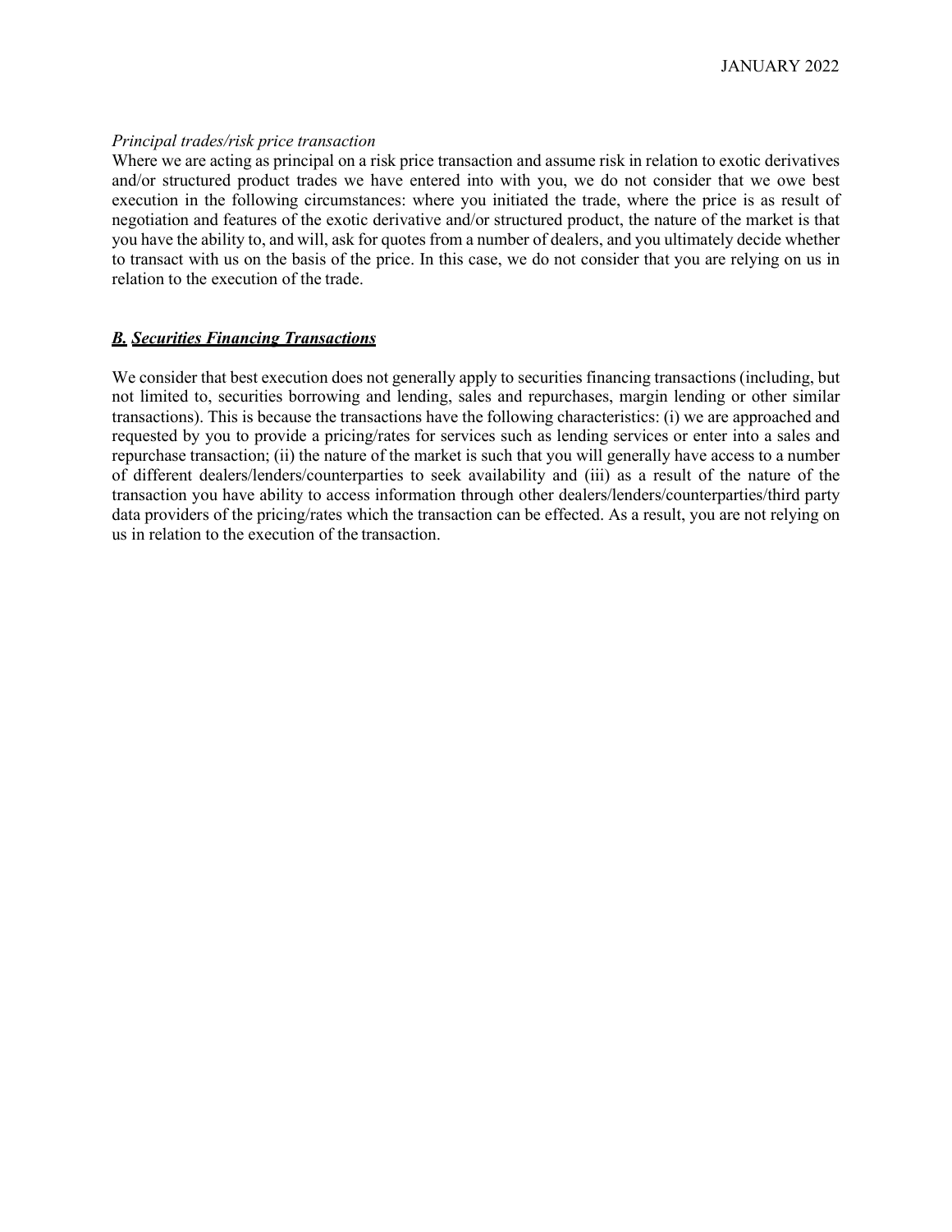*Principal trades/risk price transaction*

Where we are acting as principal on a risk price transaction and assume risk in relation to exotic derivatives and/or structured product trades we have entered into with you, we do not consider that we owe best execution in the following circumstances: where you initiated the trade, where the price is as result of negotiation and features of the exotic derivative and/or structured product, the nature of the market is that you have the ability to, and will, ask for quotes from a number of dealers, and you ultimately decide whether to transact with us on the basis of the price. In this case, we do not consider that you are relying on us in relation to the execution of the trade.

## ***B. Securities Financing Transactions***

We consider that best execution does not generally apply to securities financing transactions (including, but not limited to, securities borrowing and lending, sales and repurchases, margin lending or other similar transactions). This is because the transactions have the following characteristics: (i) we are approached and requested by you to provide a pricing/rates for services such as lending services or enter into a sales and repurchase transaction; (ii) the nature of the market is such that you will generally have access to a number of different dealers/lenders/counterparties to seek availability and (iii) as a result of the nature of the transaction you have ability to access information through other dealers/lenders/counterparties/third party data providers of the pricing/rates which the transaction can be effected. As a result, you are not relying on us in relation to the execution of the transaction.